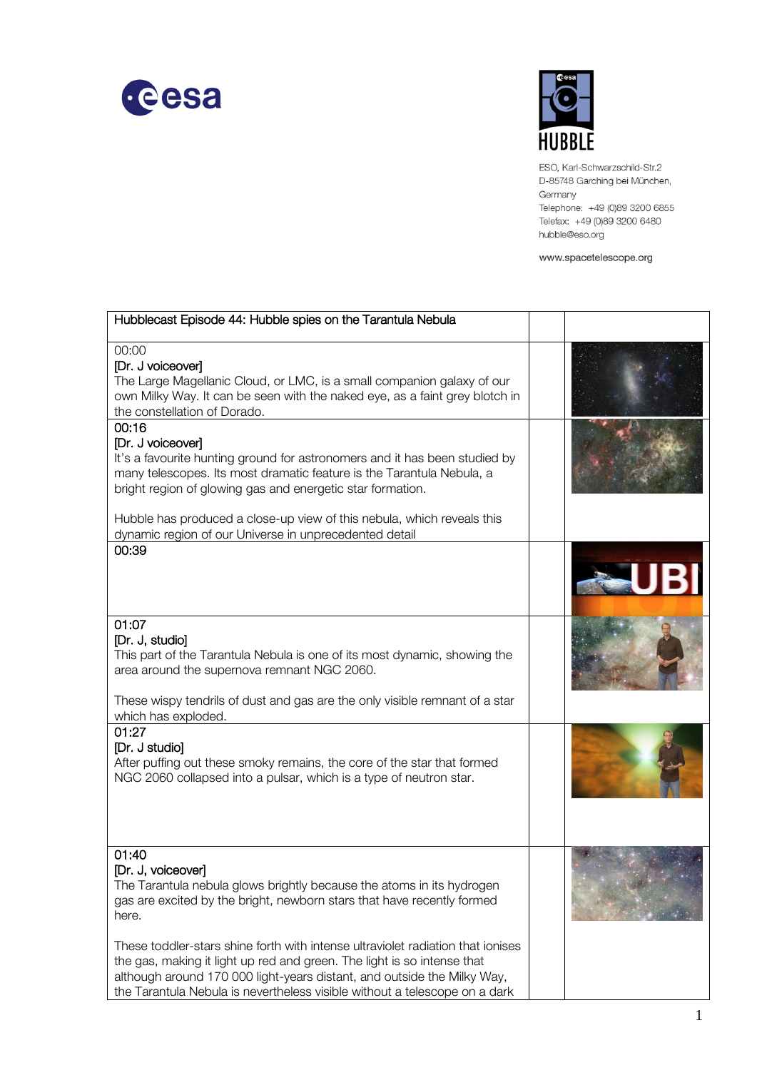ESO, Karl-Schwarzschild-Str.2
D-85748 Garching bei München,
Germany
Telephone: +49 (0)89 3200 6855
Telefax: +49 (0)89 3200 6480
hubble@eso.org

www.spacetelescope.org

| Hubblecast Episode 44: Hubble spies on the Tarantula Nebula | | |
|---|---|---|
| 00:00<br>[Dr. J voiceover]<br>The Large Magellanic Cloud, or LMC, is a small companion galaxy of our own Milky Way. It can be seen with the naked eye, as a faint grey blotch in the constellation of Dorado. | | |
| 00:16<br>[Dr. J voiceover]<br>It's a favourite hunting ground for astronomers and it has been studied by many telescopes. Its most dramatic feature is the Tarantula Nebula, a bright region of glowing gas and energetic star formation.<br><br>Hubble has produced a close-up view of this nebula, which reveals this dynamic region of our Universe in unprecedented detail | | |
| 00:39 | | |
| 01:07<br>[Dr. J, studio]<br>This part of the Tarantula Nebula is one of its most dynamic, showing the area around the supernova remnant NGC 2060.<br><br>These wispy tendrils of dust and gas are the only visible remnant of a star which has exploded. | | |
| 01:27<br>[Dr. J studio]<br>After puffing out these smoky remains, the core of the star that formed NGC 2060 collapsed into a pulsar, which is a type of neutron star. | | |
| 01:40<br>[Dr. J, voiceover]<br>The Tarantula nebula glows brightly because the atoms in its hydrogen gas are excited by the bright, newborn stars that have recently formed here.<br><br>These toddler-stars shine forth with intense ultraviolet radiation that ionises the gas, making it light up red and green. The light is so intense that although around 170 000 light-years distant, and outside the Milky Way, the Tarantula Nebula is nevertheless visible without a telescope on a dark | | |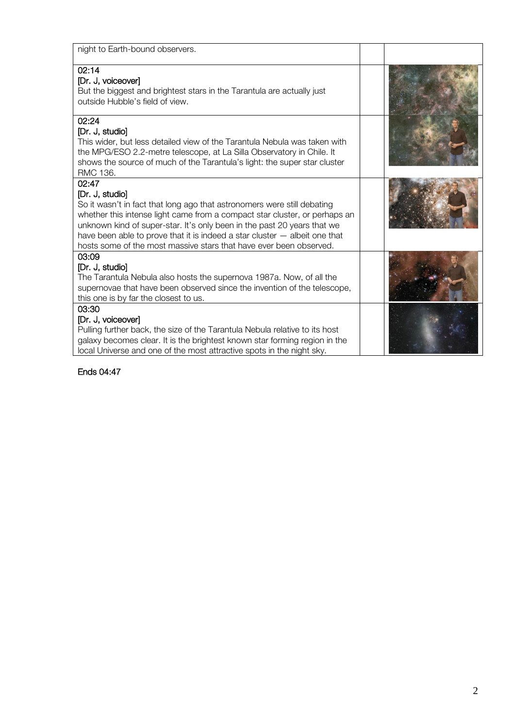| | | |
|---|---|---|
| night to Earth-bound observers. | | |
| 02:14<br>[Dr. J, voiceover]<br>But the biggest and brightest stars in the Tarantula are actually just outside Hubble's field of view. | | |
| 02:24<br>[Dr. J, studio]<br>This wider, but less detailed view of the Tarantula Nebula was taken with the MPG/ESO 2.2-metre telescope, at La Silla Observatory in Chile. It shows the source of much of the Tarantula's light: the super star cluster RMC 136. | | |
| 02:47<br>[Dr. J, studio]<br>So it wasn't in fact that long ago that astronomers were still debating whether this intense light came from a compact star cluster, or perhaps an unknown kind of super-star. It's only been in the past 20 years that we have been able to prove that it is indeed a star cluster — albeit one that hosts some of the most massive stars that have ever been observed. | | |
| 03:09<br>[Dr. J, studio]<br>The Tarantula Nebula also hosts the supernova 1987a. Now, of all the supernovae that have been observed since the invention of the telescope, this one is by far the closest to us. | | |
| 03:30<br>[Dr. J, voiceover]<br>Pulling further back, the size of the Tarantula Nebula relative to its host galaxy becomes clear. It is the brightest known star forming region in the local Universe and one of the most attractive spots in the night sky. | | |

Ends 04:47